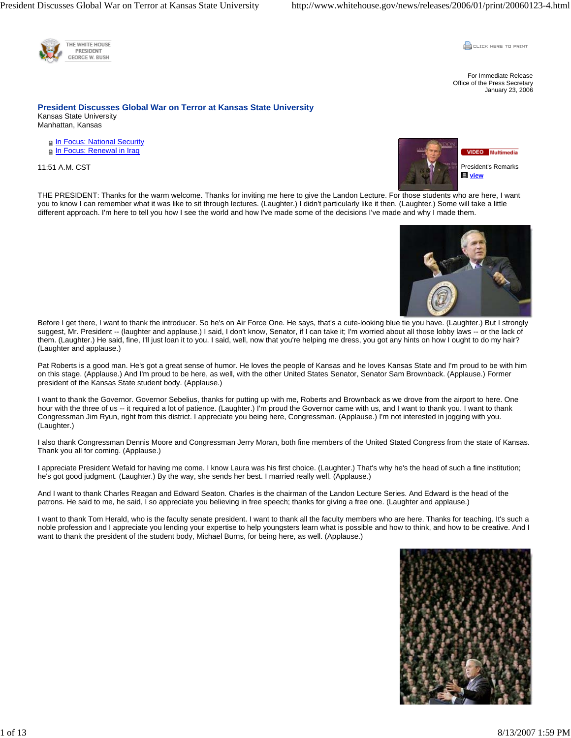THE WHITE HOUSE
PRESIDENT
GEORGE W. BUSH

CLICK HERE TO PRINT

For Immediate Release
Office of the Press Secretary
January 23, 2006

## President Discusses Global War on Terror at Kansas State University

Kansas State University
Manhattan, Kansas

- In Focus: National Security
- In Focus: Renewal in Iraq

VIDEO Multimedia

President's Remarks
view

11:51 A.M. CST

THE PRESIDENT: Thanks for the warm welcome. Thanks for inviting me here to give the Landon Lecture. For those students who are here, I want you to know I can remember what it was like to sit through lectures. (Laughter.) I didn't particularly like it then. (Laughter.) Some will take a little different approach. I'm here to tell you how I see the world and how I've made some of the decisions I've made and why I made them.

Before I get there, I want to thank the introducer. So he's on Air Force One. He says, that's a cute-looking blue tie you have. (Laughter.) But I strongly suggest, Mr. President -- (laughter and applause.) I said, I don't know, Senator, if I can take it; I'm worried about all those lobby laws -- or the lack of them. (Laughter.) He said, fine, I'll just loan it to you. I said, well, now that you're helping me dress, you got any hints on how I ought to do my hair? (Laughter and applause.)

Pat Roberts is a good man. He's got a great sense of humor. He loves the people of Kansas and he loves Kansas State and I'm proud to be with him on this stage. (Applause.) And I'm proud to be here, as well, with the other United States Senator, Senator Sam Brownback. (Applause.) Former president of the Kansas State student body. (Applause.)

I want to thank the Governor. Governor Sebelius, thanks for putting up with me, Roberts and Brownback as we drove from the airport to here. One hour with the three of us -- it required a lot of patience. (Laughter.) I'm proud the Governor came with us, and I want to thank you. I want to thank Congressman Jim Ryun, right from this district. I appreciate you being here, Congressman. (Applause.) I'm not interested in jogging with you. (Laughter.)

I also thank Congressman Dennis Moore and Congressman Jerry Moran, both fine members of the United Stated Congress from the state of Kansas. Thank you all for coming. (Applause.)

I appreciate President Wefald for having me come. I know Laura was his first choice. (Laughter.) That's why he's the head of such a fine institution; he's got good judgment. (Laughter.) By the way, she sends her best. I married really well. (Applause.)

And I want to thank Charles Reagan and Edward Seaton. Charles is the chairman of the Landon Lecture Series. And Edward is the head of the patrons. He said to me, he said, I so appreciate you believing in free speech; thanks for giving a free one. (Laughter and applause.)

I want to thank Tom Herald, who is the faculty senate president. I want to thank all the faculty members who are here. Thanks for teaching. It's such a noble profession and I appreciate you lending your expertise to help youngsters learn what is possible and how to think, and how to be creative. And I want to thank the president of the student body, Michael Burns, for being here, as well. (Applause.)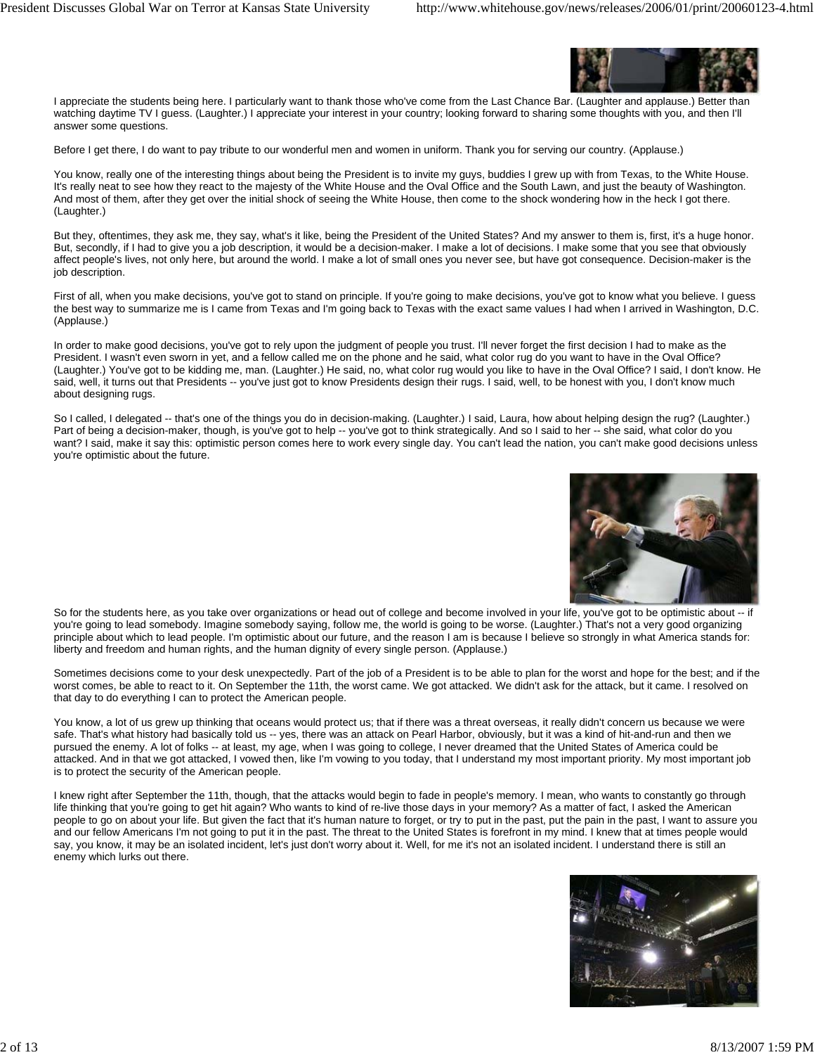I appreciate the students being here. I particularly want to thank those who've come from the Last Chance Bar. (Laughter and applause.) Better than watching daytime TV I guess. (Laughter.) I appreciate your interest in your country; looking forward to sharing some thoughts with you, and then I'll answer some questions.

Before I get there, I do want to pay tribute to our wonderful men and women in uniform. Thank you for serving our country. (Applause.)

You know, really one of the interesting things about being the President is to invite my guys, buddies I grew up with from Texas, to the White House. It's really neat to see how they react to the majesty of the White House and the Oval Office and the South Lawn, and just the beauty of Washington. And most of them, after they get over the initial shock of seeing the White House, then come to the shock wondering how in the heck I got there. (Laughter.)

But they, oftentimes, they ask me, they say, what's it like, being the President of the United States? And my answer to them is, first, it's a huge honor. But, secondly, if I had to give you a job description, it would be a decision-maker. I make a lot of decisions. I make some that you see that obviously affect people's lives, not only here, but around the world. I make a lot of small ones you never see, but have got consequence. Decision-maker is the job description.

First of all, when you make decisions, you've got to stand on principle. If you're going to make decisions, you've got to know what you believe. I guess the best way to summarize me is I came from Texas and I'm going back to Texas with the exact same values I had when I arrived in Washington, D.C. (Applause.)

In order to make good decisions, you've got to rely upon the judgment of people you trust. I'll never forget the first decision I had to make as the President. I wasn't even sworn in yet, and a fellow called me on the phone and he said, what color rug do you want to have in the Oval Office? (Laughter.) You've got to be kidding me, man. (Laughter.) He said, no, what color rug would you like to have in the Oval Office? I said, I don't know. He said, well, it turns out that Presidents -- you've just got to know Presidents design their rugs. I said, well, to be honest with you, I don't know much about designing rugs.

So I called, I delegated -- that's one of the things you do in decision-making. (Laughter.) I said, Laura, how about helping design the rug? (Laughter.) Part of being a decision-maker, though, is you've got to help -- you've got to think strategically. And so I said to her -- she said, what color do you want? I said, make it say this: optimistic person comes here to work every single day. You can't lead the nation, you can't make good decisions unless you're optimistic about the future.

So for the students here, as you take over organizations or head out of college and become involved in your life, you've got to be optimistic about -- if you're going to lead somebody. Imagine somebody saying, follow me, the world is going to be worse. (Laughter.) That's not a very good organizing principle about which to lead people. I'm optimistic about our future, and the reason I am is because I believe so strongly in what America stands for: liberty and freedom and human rights, and the human dignity of every single person. (Applause.)

Sometimes decisions come to your desk unexpectedly. Part of the job of a President is to be able to plan for the worst and hope for the best; and if the worst comes, be able to react to it. On September the 11th, the worst came. We got attacked. We didn't ask for the attack, but it came. I resolved on that day to do everything I can to protect the American people.

You know, a lot of us grew up thinking that oceans would protect us; that if there was a threat overseas, it really didn't concern us because we were safe. That's what history had basically told us -- yes, there was an attack on Pearl Harbor, obviously, but it was a kind of hit-and-run and then we pursued the enemy. A lot of folks -- at least, my age, when I was going to college, I never dreamed that the United States of America could be attacked. And in that we got attacked, I vowed then, like I'm vowing to you today, that I understand my most important priority. My most important job is to protect the security of the American people.

I knew right after September the 11th, though, that the attacks would begin to fade in people's memory. I mean, who wants to constantly go through life thinking that you're going to get hit again? Who wants to kind of re-live those days in your memory? As a matter of fact, I asked the American people to go on about your life. But given the fact that it's human nature to forget, or try to put in the past, put the pain in the past, I want to assure you and our fellow Americans I'm not going to put it in the past. The threat to the United States is forefront in my mind. I knew that at times people would say, you know, it may be an isolated incident, let's just don't worry about it. Well, for me it's not an isolated incident. I understand there is still an enemy which lurks out there.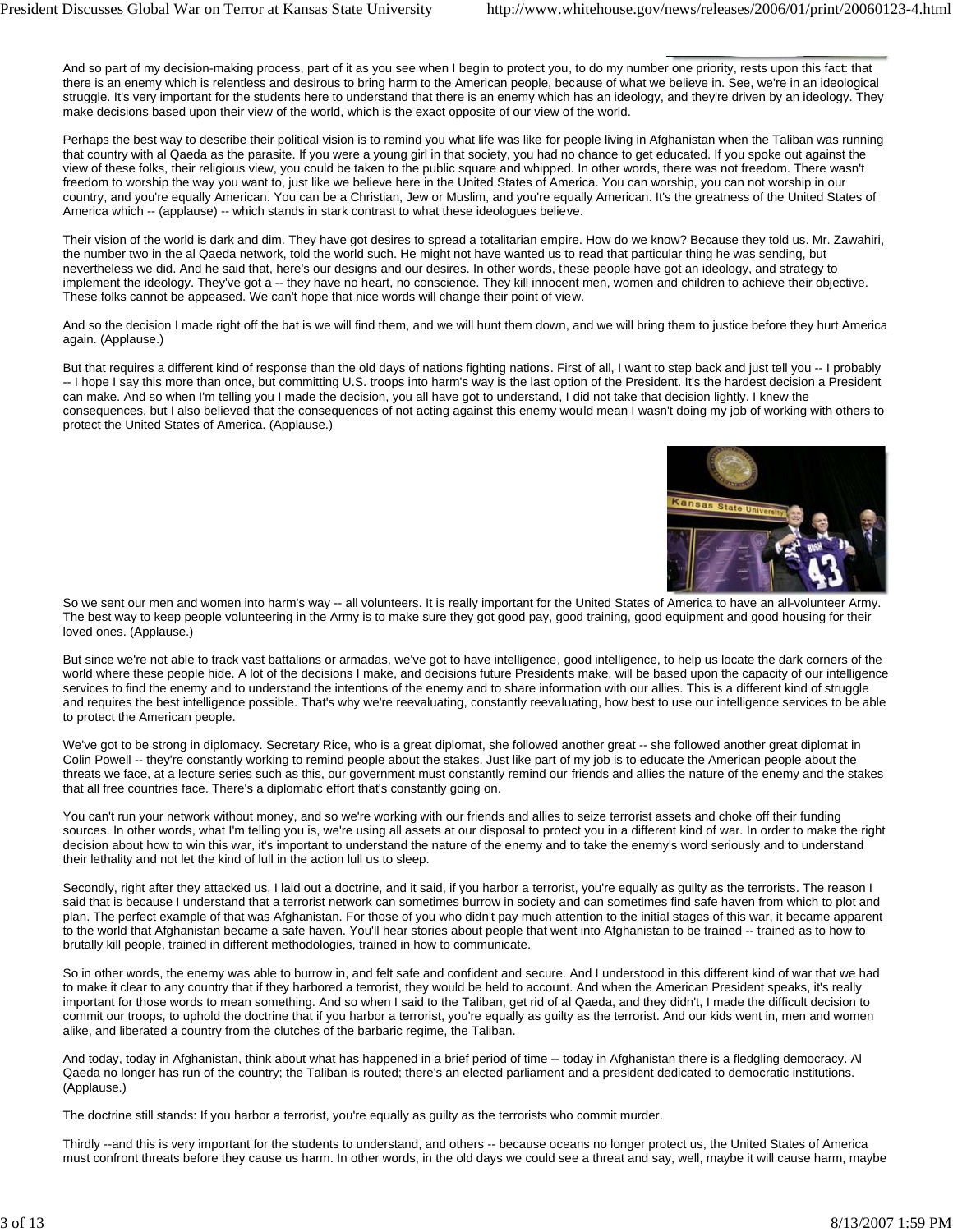And so part of my decision-making process, part of it as you see when I begin to protect you, to do my number one priority, rests upon this fact: that there is an enemy which is relentless and desirous to bring harm to the American people, because of what we believe in. See, we're in an ideological struggle. It's very important for the students here to understand that there is an enemy which has an ideology, and they're driven by an ideology. They make decisions based upon their view of the world, which is the exact opposite of our view of the world.

Perhaps the best way to describe their political vision is to remind you what life was like for people living in Afghanistan when the Taliban was running that country with al Qaeda as the parasite. If you were a young girl in that society, you had no chance to get educated. If you spoke out against the view of these folks, their religious view, you could be taken to the public square and whipped. In other words, there was not freedom. There wasn't freedom to worship the way you want to, just like we believe here in the United States of America. You can worship, you can not worship in our country, and you're equally American. You can be a Christian, Jew or Muslim, and you're equally American. It's the greatness of the United States of America which -- (applause) -- which stands in stark contrast to what these ideologues believe.

Their vision of the world is dark and dim. They have got desires to spread a totalitarian empire. How do we know? Because they told us. Mr. Zawahiri, the number two in the al Qaeda network, told the world such. He might not have wanted us to read that particular thing he was sending, but nevertheless we did. And he said that, here's our designs and our desires. In other words, these people have got an ideology, and strategy to implement the ideology. They've got a -- they have no heart, no conscience. They kill innocent men, women and children to achieve their objective. These folks cannot be appeased. We can't hope that nice words will change their point of view.

And so the decision I made right off the bat is we will find them, and we will hunt them down, and we will bring them to justice before they hurt America again. (Applause.)

But that requires a different kind of response than the old days of nations fighting nations. First of all, I want to step back and just tell you -- I probably -- I hope I say this more than once, but committing U.S. troops into harm's way is the last option of the President. It's the hardest decision a President can make. And so when I'm telling you I made the decision, you all have got to understand, I did not take that decision lightly. I knew the consequences, but I also believed that the consequences of not acting against this enemy would mean I wasn't doing my job of working with others to protect the United States of America. (Applause.)

So we sent our men and women into harm's way -- all volunteers. It is really important for the United States of America to have an all-volunteer Army. The best way to keep people volunteering in the Army is to make sure they got good pay, good training, good equipment and good housing for their loved ones. (Applause.)

But since we're not able to track vast battalions or armadas, we've got to have intelligence, good intelligence, to help us locate the dark corners of the world where these people hide. A lot of the decisions I make, and decisions future Presidents make, will be based upon the capacity of our intelligence services to find the enemy and to understand the intentions of the enemy and to share information with our allies. This is a different kind of struggle and requires the best intelligence possible. That's why we're reevaluating, constantly reevaluating, how best to use our intelligence services to be able to protect the American people.

We've got to be strong in diplomacy. Secretary Rice, who is a great diplomat, she followed another great -- she followed another great diplomat in Colin Powell -- they're constantly working to remind people about the stakes. Just like part of my job is to educate the American people about the threats we face, at a lecture series such as this, our government must constantly remind our friends and allies the nature of the enemy and the stakes that all free countries face. There's a diplomatic effort that's constantly going on.

You can't run your network without money, and so we're working with our friends and allies to seize terrorist assets and choke off their funding sources. In other words, what I'm telling you is, we're using all assets at our disposal to protect you in a different kind of war. In order to make the right decision about how to win this war, it's important to understand the nature of the enemy and to take the enemy's word seriously and to understand their lethality and not let the kind of lull in the action lull us to sleep.

Secondly, right after they attacked us, I laid out a doctrine, and it said, if you harbor a terrorist, you're equally as guilty as the terrorists. The reason I said that is because I understand that a terrorist network can sometimes burrow in society and can sometimes find safe haven from which to plot and plan. The perfect example of that was Afghanistan. For those of you who didn't pay much attention to the initial stages of this war, it became apparent to the world that Afghanistan became a safe haven. You'll hear stories about people that went into Afghanistan to be trained -- trained as to how to brutally kill people, trained in different methodologies, trained in how to communicate.

So in other words, the enemy was able to burrow in, and felt safe and confident and secure. And I understood in this different kind of war that we had to make it clear to any country that if they harbored a terrorist, they would be held to account. And when the American President speaks, it's really important for those words to mean something. And so when I said to the Taliban, get rid of al Qaeda, and they didn't, I made the difficult decision to commit our troops, to uphold the doctrine that if you harbor a terrorist, you're equally as guilty as the terrorist. And our kids went in, men and women alike, and liberated a country from the clutches of the barbaric regime, the Taliban.

And today, today in Afghanistan, think about what has happened in a brief period of time -- today in Afghanistan there is a fledgling democracy. Al Qaeda no longer has run of the country; the Taliban is routed; there's an elected parliament and a president dedicated to democratic institutions. (Applause.)

The doctrine still stands: If you harbor a terrorist, you're equally as guilty as the terrorists who commit murder.

Thirdly --and this is very important for the students to understand, and others -- because oceans no longer protect us, the United States of America must confront threats before they cause us harm. In other words, in the old days we could see a threat and say, well, maybe it will cause harm, maybe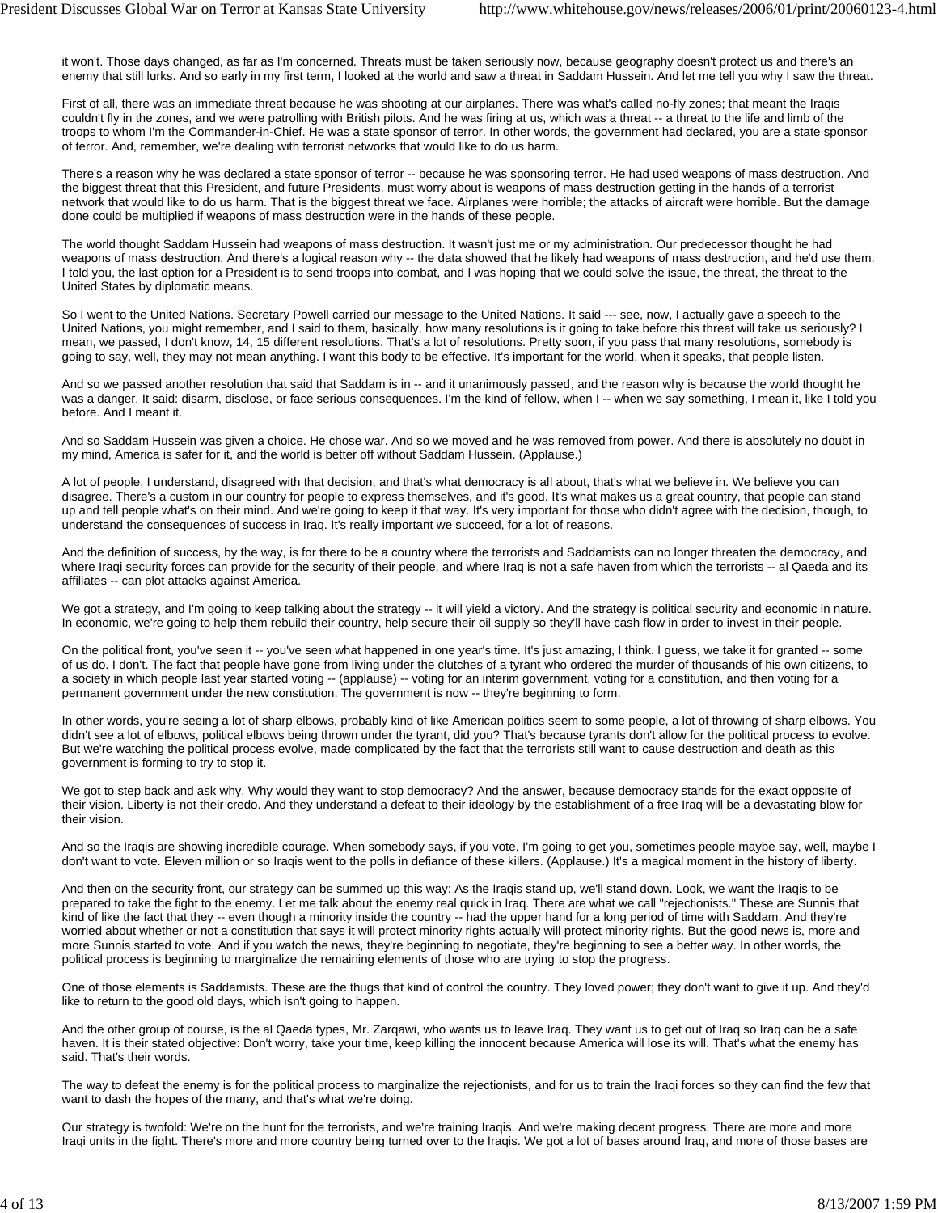it won't. Those days changed, as far as I'm concerned. Threats must be taken seriously now, because geography doesn't protect us and there's an enemy that still lurks. And so early in my first term, I looked at the world and saw a threat in Saddam Hussein. And let me tell you why I saw the threat.

First of all, there was an immediate threat because he was shooting at our airplanes. There was what's called no-fly zones; that meant the Iraqis couldn't fly in the zones, and we were patrolling with British pilots. And he was firing at us, which was a threat -- a threat to the life and limb of the troops to whom I'm the Commander-in-Chief. He was a state sponsor of terror. In other words, the government had declared, you are a state sponsor of terror. And, remember, we're dealing with terrorist networks that would like to do us harm.

There's a reason why he was declared a state sponsor of terror -- because he was sponsoring terror. He had used weapons of mass destruction. And the biggest threat that this President, and future Presidents, must worry about is weapons of mass destruction getting in the hands of a terrorist network that would like to do us harm. That is the biggest threat we face. Airplanes were horrible; the attacks of aircraft were horrible. But the damage done could be multiplied if weapons of mass destruction were in the hands of these people.

The world thought Saddam Hussein had weapons of mass destruction. It wasn't just me or my administration. Our predecessor thought he had weapons of mass destruction. And there's a logical reason why -- the data showed that he likely had weapons of mass destruction, and he'd use them. I told you, the last option for a President is to send troops into combat, and I was hoping that we could solve the issue, the threat, the threat to the United States by diplomatic means.

So I went to the United Nations. Secretary Powell carried our message to the United Nations. It said --- see, now, I actually gave a speech to the United Nations, you might remember, and I said to them, basically, how many resolutions is it going to take before this threat will take us seriously? I mean, we passed, I don't know, 14, 15 different resolutions. That's a lot of resolutions. Pretty soon, if you pass that many resolutions, somebody is going to say, well, they may not mean anything. I want this body to be effective. It's important for the world, when it speaks, that people listen.

And so we passed another resolution that said that Saddam is in -- and it unanimously passed, and the reason why is because the world thought he was a danger. It said: disarm, disclose, or face serious consequences. I'm the kind of fellow, when I -- when we say something, I mean it, like I told you before. And I meant it.

And so Saddam Hussein was given a choice. He chose war. And so we moved and he was removed from power. And there is absolutely no doubt in my mind, America is safer for it, and the world is better off without Saddam Hussein. (Applause.)

A lot of people, I understand, disagreed with that decision, and that's what democracy is all about, that's what we believe in. We believe you can disagree. There's a custom in our country for people to express themselves, and it's good. It's what makes us a great country, that people can stand up and tell people what's on their mind. And we're going to keep it that way. It's very important for those who didn't agree with the decision, though, to understand the consequences of success in Iraq. It's really important we succeed, for a lot of reasons.

And the definition of success, by the way, is for there to be a country where the terrorists and Saddamists can no longer threaten the democracy, and where Iraqi security forces can provide for the security of their people, and where Iraq is not a safe haven from which the terrorists -- al Qaeda and its affiliates -- can plot attacks against America.

We got a strategy, and I'm going to keep talking about the strategy -- it will yield a victory. And the strategy is political security and economic in nature. In economic, we're going to help them rebuild their country, help secure their oil supply so they'll have cash flow in order to invest in their people.

On the political front, you've seen it -- you've seen what happened in one year's time. It's just amazing, I think. I guess, we take it for granted -- some of us do. I don't. The fact that people have gone from living under the clutches of a tyrant who ordered the murder of thousands of his own citizens, to a society in which people last year started voting -- (applause) -- voting for an interim government, voting for a constitution, and then voting for a permanent government under the new constitution. The government is now -- they're beginning to form.

In other words, you're seeing a lot of sharp elbows, probably kind of like American politics seem to some people, a lot of throwing of sharp elbows. You didn't see a lot of elbows, political elbows being thrown under the tyrant, did you? That's because tyrants don't allow for the political process to evolve. But we're watching the political process evolve, made complicated by the fact that the terrorists still want to cause destruction and death as this government is forming to try to stop it.

We got to step back and ask why. Why would they want to stop democracy? And the answer, because democracy stands for the exact opposite of their vision. Liberty is not their credo. And they understand a defeat to their ideology by the establishment of a free Iraq will be a devastating blow for their vision.

And so the Iraqis are showing incredible courage. When somebody says, if you vote, I'm going to get you, sometimes people maybe say, well, maybe I don't want to vote. Eleven million or so Iraqis went to the polls in defiance of these killers. (Applause.) It's a magical moment in the history of liberty.

And then on the security front, our strategy can be summed up this way: As the Iraqis stand up, we'll stand down. Look, we want the Iraqis to be prepared to take the fight to the enemy. Let me talk about the enemy real quick in Iraq. There are what we call "rejectionists." These are Sunnis that kind of like the fact that they -- even though a minority inside the country -- had the upper hand for a long period of time with Saddam. And they're worried about whether or not a constitution that says it will protect minority rights actually will protect minority rights. But the good news is, more and more Sunnis started to vote. And if you watch the news, they're beginning to negotiate, they're beginning to see a better way. In other words, the political process is beginning to marginalize the remaining elements of those who are trying to stop the progress.

One of those elements is Saddamists. These are the thugs that kind of control the country. They loved power; they don't want to give it up. And they'd like to return to the good old days, which isn't going to happen.

And the other group of course, is the al Qaeda types, Mr. Zarqawi, who wants us to leave Iraq. They want us to get out of Iraq so Iraq can be a safe haven. It is their stated objective: Don't worry, take your time, keep killing the innocent because America will lose its will. That's what the enemy has said. That's their words.

The way to defeat the enemy is for the political process to marginalize the rejectionists, and for us to train the Iraqi forces so they can find the few that want to dash the hopes of the many, and that's what we're doing.

Our strategy is twofold: We're on the hunt for the terrorists, and we're training Iraqis. And we're making decent progress. There are more and more Iraqi units in the fight. There's more and more country being turned over to the Iraqis. We got a lot of bases around Iraq, and more of those bases are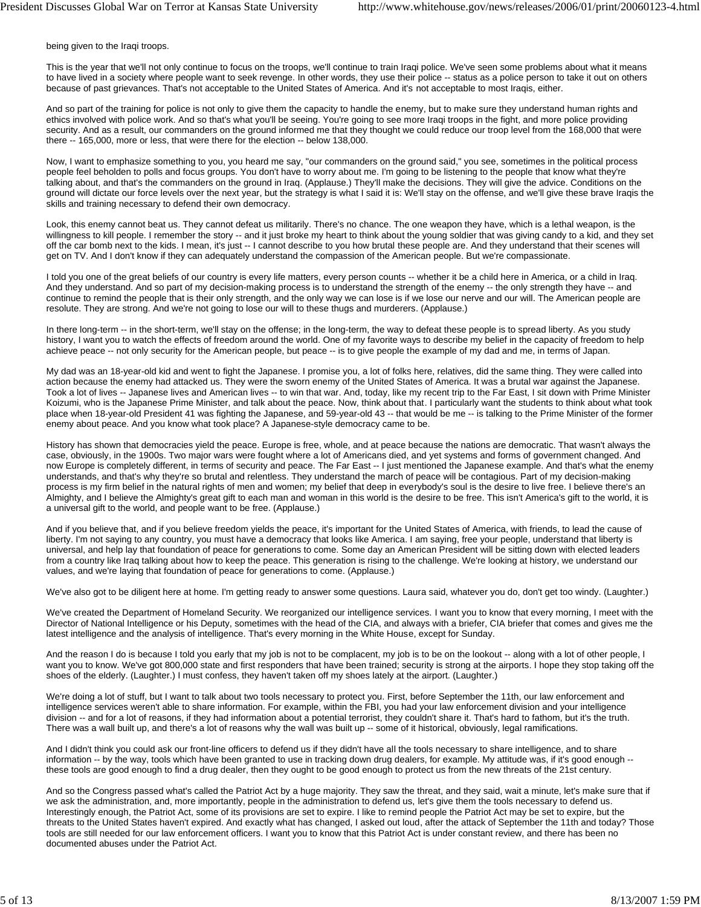being given to the Iraqi troops.

This is the year that we'll not only continue to focus on the troops, we'll continue to train Iraqi police. We've seen some problems about what it means to have lived in a society where people want to seek revenge. In other words, they use their police -- status as a police person to take it out on others because of past grievances. That's not acceptable to the United States of America. And it's not acceptable to most Iraqis, either.

And so part of the training for police is not only to give them the capacity to handle the enemy, but to make sure they understand human rights and ethics involved with police work. And so that's what you'll be seeing. You're going to see more Iraqi troops in the fight, and more police providing security. And as a result, our commanders on the ground informed me that they thought we could reduce our troop level from the 168,000 that were there -- 165,000, more or less, that were there for the election -- below 138,000.

Now, I want to emphasize something to you, you heard me say, "our commanders on the ground said," you see, sometimes in the political process people feel beholden to polls and focus groups. You don't have to worry about me. I'm going to be listening to the people that know what they're talking about, and that's the commanders on the ground in Iraq. (Applause.) They'll make the decisions. They will give the advice. Conditions on the ground will dictate our force levels over the next year, but the strategy is what I said it is: We'll stay on the offense, and we'll give these brave Iraqis the skills and training necessary to defend their own democracy.

Look, this enemy cannot beat us. They cannot defeat us militarily. There's no chance. The one weapon they have, which is a lethal weapon, is the willingness to kill people. I remember the story -- and it just broke my heart to think about the young soldier that was giving candy to a kid, and they set off the car bomb next to the kids. I mean, it's just -- I cannot describe to you how brutal these people are. And they understand that their scenes will get on TV. And I don't know if they can adequately understand the compassion of the American people. But we're compassionate.

I told you one of the great beliefs of our country is every life matters, every person counts -- whether it be a child here in America, or a child in Iraq. And they understand. And so part of my decision-making process is to understand the strength of the enemy -- the only strength they have -- and continue to remind the people that is their only strength, and the only way we can lose is if we lose our nerve and our will. The American people are resolute. They are strong. And we're not going to lose our will to these thugs and murderers. (Applause.)

In there long-term -- in the short-term, we'll stay on the offense; in the long-term, the way to defeat these people is to spread liberty. As you study history, I want you to watch the effects of freedom around the world. One of my favorite ways to describe my belief in the capacity of freedom to help achieve peace -- not only security for the American people, but peace -- is to give people the example of my dad and me, in terms of Japan.

My dad was an 18-year-old kid and went to fight the Japanese. I promise you, a lot of folks here, relatives, did the same thing. They were called into action because the enemy had attacked us. They were the sworn enemy of the United States of America. It was a brutal war against the Japanese. Took a lot of lives -- Japanese lives and American lives -- to win that war. And, today, like my recent trip to the Far East, I sit down with Prime Minister Koizumi, who is the Japanese Prime Minister, and talk about the peace. Now, think about that. I particularly want the students to think about what took place when 18-year-old President 41 was fighting the Japanese, and 59-year-old 43 -- that would be me -- is talking to the Prime Minister of the former enemy about peace. And you know what took place? A Japanese-style democracy came to be.

History has shown that democracies yield the peace. Europe is free, whole, and at peace because the nations are democratic. That wasn't always the case, obviously, in the 1900s. Two major wars were fought where a lot of Americans died, and yet systems and forms of government changed. And now Europe is completely different, in terms of security and peace. The Far East -- I just mentioned the Japanese example. And that's what the enemy understands, and that's why they're so brutal and relentless. They understand the march of peace will be contagious. Part of my decision-making process is my firm belief in the natural rights of men and women; my belief that deep in everybody's soul is the desire to live free. I believe there's an Almighty, and I believe the Almighty's great gift to each man and woman in this world is the desire to be free. This isn't America's gift to the world, it is a universal gift to the world, and people want to be free. (Applause.)

And if you believe that, and if you believe freedom yields the peace, it's important for the United States of America, with friends, to lead the cause of liberty. I'm not saying to any country, you must have a democracy that looks like America. I am saying, free your people, understand that liberty is universal, and help lay that foundation of peace for generations to come. Some day an American President will be sitting down with elected leaders from a country like Iraq talking about how to keep the peace. This generation is rising to the challenge. We're looking at history, we understand our values, and we're laying that foundation of peace for generations to come. (Applause.)

We've also got to be diligent here at home. I'm getting ready to answer some questions. Laura said, whatever you do, don't get too windy. (Laughter.)

We've created the Department of Homeland Security. We reorganized our intelligence services. I want you to know that every morning, I meet with the Director of National Intelligence or his Deputy, sometimes with the head of the CIA, and always with a briefer, CIA briefer that comes and gives me the latest intelligence and the analysis of intelligence. That's every morning in the White House, except for Sunday.

And the reason I do is because I told you early that my job is not to be complacent, my job is to be on the lookout -- along with a lot of other people, I want you to know. We've got 800,000 state and first responders that have been trained; security is strong at the airports. I hope they stop taking off the shoes of the elderly. (Laughter.) I must confess, they haven't taken off my shoes lately at the airport. (Laughter.)

We're doing a lot of stuff, but I want to talk about two tools necessary to protect you. First, before September the 11th, our law enforcement and intelligence services weren't able to share information. For example, within the FBI, you had your law enforcement division and your intelligence division -- and for a lot of reasons, if they had information about a potential terrorist, they couldn't share it. That's hard to fathom, but it's the truth. There was a wall built up, and there's a lot of reasons why the wall was built up -- some of it historical, obviously, legal ramifications.

And I didn't think you could ask our front-line officers to defend us if they didn't have all the tools necessary to share intelligence, and to share information -- by the way, tools which have been granted to use in tracking down drug dealers, for example. My attitude was, if it's good enough -- these tools are good enough to find a drug dealer, then they ought to be good enough to protect us from the new threats of the 21st century.

And so the Congress passed what's called the Patriot Act by a huge majority. They saw the threat, and they said, wait a minute, let's make sure that if we ask the administration, and, more importantly, people in the administration to defend us, let's give them the tools necessary to defend us. Interestingly enough, the Patriot Act, some of its provisions are set to expire. I like to remind people the Patriot Act may be set to expire, but the threats to the United States haven't expired. And exactly what has changed, I asked out loud, after the attack of September the 11th and today? Those tools are still needed for our law enforcement officers. I want you to know that this Patriot Act is under constant review, and there has been no documented abuses under the Patriot Act.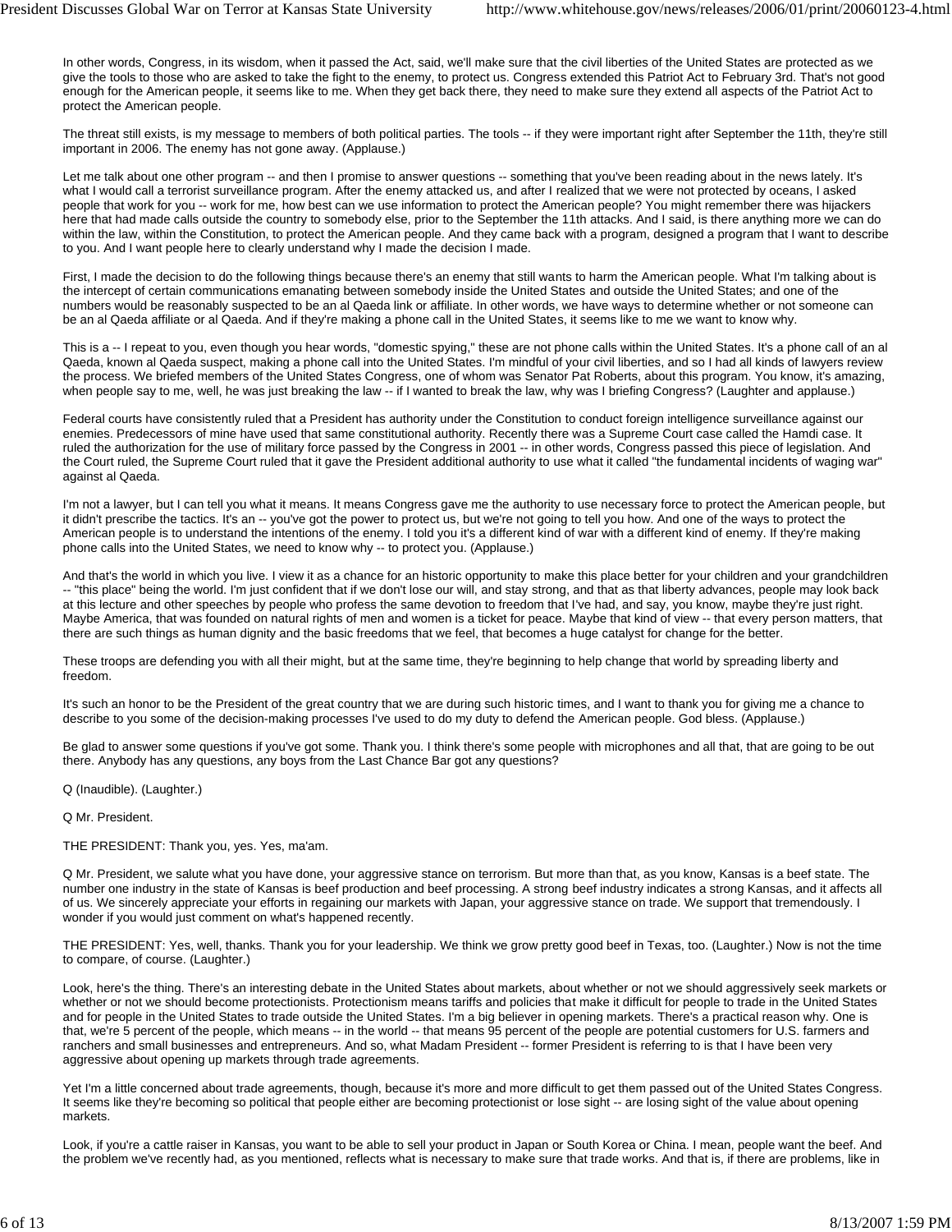In other words, Congress, in its wisdom, when it passed the Act, said, we'll make sure that the civil liberties of the United States are protected as we give the tools to those who are asked to take the fight to the enemy, to protect us. Congress extended this Patriot Act to February 3rd. That's not good enough for the American people, it seems like to me. When they get back there, they need to make sure they extend all aspects of the Patriot Act to protect the American people.

The threat still exists, is my message to members of both political parties. The tools -- if they were important right after September the 11th, they're still important in 2006. The enemy has not gone away. (Applause.)

Let me talk about one other program -- and then I promise to answer questions -- something that you've been reading about in the news lately. It's what I would call a terrorist surveillance program. After the enemy attacked us, and after I realized that we were not protected by oceans, I asked people that work for you -- work for me, how best can we use information to protect the American people? You might remember there was hijackers here that had made calls outside the country to somebody else, prior to the September the 11th attacks. And I said, is there anything more we can do within the law, within the Constitution, to protect the American people. And they came back with a program, designed a program that I want to describe to you. And I want people here to clearly understand why I made the decision I made.

First, I made the decision to do the following things because there's an enemy that still wants to harm the American people. What I'm talking about is the intercept of certain communications emanating between somebody inside the United States and outside the United States; and one of the numbers would be reasonably suspected to be an al Qaeda link or affiliate. In other words, we have ways to determine whether or not someone can be an al Qaeda affiliate or al Qaeda. And if they're making a phone call in the United States, it seems like to me we want to know why.

This is a -- I repeat to you, even though you hear words, "domestic spying," these are not phone calls within the United States. It's a phone call of an al Qaeda, known al Qaeda suspect, making a phone call into the United States. I'm mindful of your civil liberties, and so I had all kinds of lawyers review the process. We briefed members of the United States Congress, one of whom was Senator Pat Roberts, about this program. You know, it's amazing, when people say to me, well, he was just breaking the law -- if I wanted to break the law, why was I briefing Congress? (Laughter and applause.)

Federal courts have consistently ruled that a President has authority under the Constitution to conduct foreign intelligence surveillance against our enemies. Predecessors of mine have used that same constitutional authority. Recently there was a Supreme Court case called the Hamdi case. It ruled the authorization for the use of military force passed by the Congress in 2001 -- in other words, Congress passed this piece of legislation. And the Court ruled, the Supreme Court ruled that it gave the President additional authority to use what it called "the fundamental incidents of waging war" against al Qaeda.

I'm not a lawyer, but I can tell you what it means. It means Congress gave me the authority to use necessary force to protect the American people, but it didn't prescribe the tactics. It's an -- you've got the power to protect us, but we're not going to tell you how. And one of the ways to protect the American people is to understand the intentions of the enemy. I told you it's a different kind of war with a different kind of enemy. If they're making phone calls into the United States, we need to know why -- to protect you. (Applause.)

And that's the world in which you live. I view it as a chance for an historic opportunity to make this place better for your children and your grandchildren -- "this place" being the world. I'm just confident that if we don't lose our will, and stay strong, and that as that liberty advances, people may look back at this lecture and other speeches by people who profess the same devotion to freedom that I've had, and say, you know, maybe they're just right. Maybe America, that was founded on natural rights of men and women is a ticket for peace. Maybe that kind of view -- that every person matters, that there are such things as human dignity and the basic freedoms that we feel, that becomes a huge catalyst for change for the better.

These troops are defending you with all their might, but at the same time, they're beginning to help change that world by spreading liberty and freedom.

It's such an honor to be the President of the great country that we are during such historic times, and I want to thank you for giving me a chance to describe to you some of the decision-making processes I've used to do my duty to defend the American people. God bless. (Applause.)

Be glad to answer some questions if you've got some. Thank you. I think there's some people with microphones and all that, that are going to be out there. Anybody has any questions, any boys from the Last Chance Bar got any questions?

Q (Inaudible). (Laughter.)

Q Mr. President.

THE PRESIDENT: Thank you, yes. Yes, ma'am.

Q Mr. President, we salute what you have done, your aggressive stance on terrorism. But more than that, as you know, Kansas is a beef state. The number one industry in the state of Kansas is beef production and beef processing. A strong beef industry indicates a strong Kansas, and it affects all of us. We sincerely appreciate your efforts in regaining our markets with Japan, your aggressive stance on trade. We support that tremendously. I wonder if you would just comment on what's happened recently.

THE PRESIDENT: Yes, well, thanks. Thank you for your leadership. We think we grow pretty good beef in Texas, too. (Laughter.) Now is not the time to compare, of course. (Laughter.)

Look, here's the thing. There's an interesting debate in the United States about markets, about whether or not we should aggressively seek markets or whether or not we should become protectionists. Protectionism means tariffs and policies that make it difficult for people to trade in the United States and for people in the United States to trade outside the United States. I'm a big believer in opening markets. There's a practical reason why. One is that, we're 5 percent of the people, which means -- in the world -- that means 95 percent of the people are potential customers for U.S. farmers and ranchers and small businesses and entrepreneurs. And so, what Madam President -- former President is referring to is that I have been very aggressive about opening up markets through trade agreements.

Yet I'm a little concerned about trade agreements, though, because it's more and more difficult to get them passed out of the United States Congress. It seems like they're becoming so political that people either are becoming protectionist or lose sight -- are losing sight of the value about opening markets.

Look, if you're a cattle raiser in Kansas, you want to be able to sell your product in Japan or South Korea or China. I mean, people want the beef. And the problem we've recently had, as you mentioned, reflects what is necessary to make sure that trade works. And that is, if there are problems, like in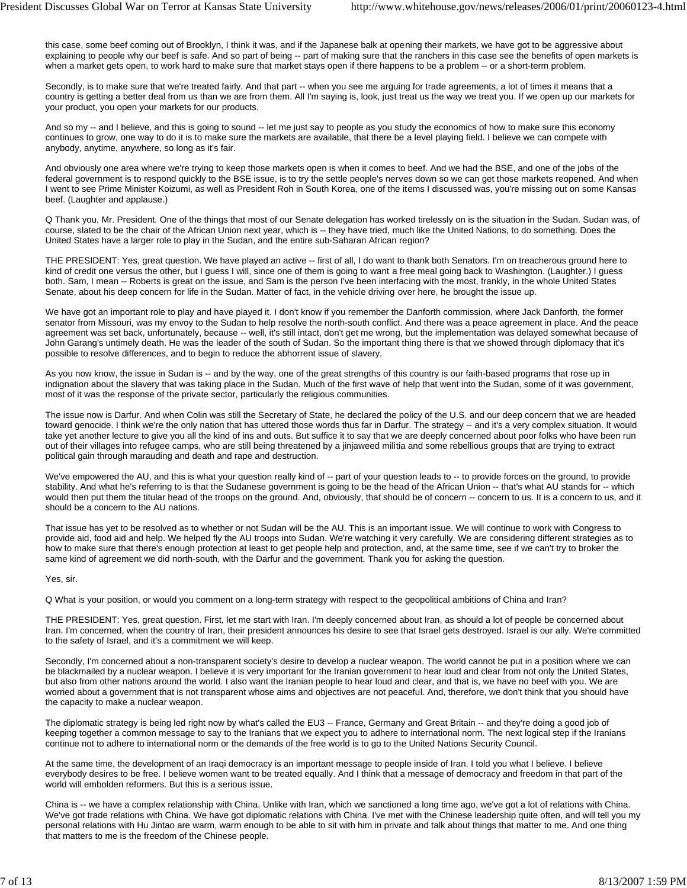this case, some beef coming out of Brooklyn, I think it was, and if the Japanese balk at opening their markets, we have got to be aggressive about explaining to people why our beef is safe. And so part of being -- part of making sure that the ranchers in this case see the benefits of open markets is when a market gets open, to work hard to make sure that market stays open if there happens to be a problem -- or a short-term problem.

Secondly, is to make sure that we're treated fairly. And that part -- when you see me arguing for trade agreements, a lot of times it means that a country is getting a better deal from us than we are from them. All I'm saying is, look, just treat us the way we treat you. If we open up our markets for your product, you open your markets for our products.

And so my -- and I believe, and this is going to sound -- let me just say to people as you study the economics of how to make sure this economy continues to grow, one way to do it is to make sure the markets are available, that there be a level playing field. I believe we can compete with anybody, anytime, anywhere, so long as it's fair.

And obviously one area where we're trying to keep those markets open is when it comes to beef. And we had the BSE, and one of the jobs of the federal government is to respond quickly to the BSE issue, is to try the settle people's nerves down so we can get those markets reopened. And when I went to see Prime Minister Koizumi, as well as President Roh in South Korea, one of the items I discussed was, you're missing out on some Kansas beef. (Laughter and applause.)

Q Thank you, Mr. President. One of the things that most of our Senate delegation has worked tirelessly on is the situation in the Sudan. Sudan was, of course, slated to be the chair of the African Union next year, which is -- they have tried, much like the United Nations, to do something. Does the United States have a larger role to play in the Sudan, and the entire sub-Saharan African region?

THE PRESIDENT: Yes, great question. We have played an active -- first of all, I do want to thank both Senators. I'm on treacherous ground here to kind of credit one versus the other, but I guess I will, since one of them is going to want a free meal going back to Washington. (Laughter.) I guess both. Sam, I mean -- Roberts is great on the issue, and Sam is the person I've been interfacing with the most, frankly, in the whole United States Senate, about his deep concern for life in the Sudan. Matter of fact, in the vehicle driving over here, he brought the issue up.

We have got an important role to play and have played it. I don't know if you remember the Danforth commission, where Jack Danforth, the former senator from Missouri, was my envoy to the Sudan to help resolve the north-south conflict. And there was a peace agreement in place. And the peace agreement was set back, unfortunately, because -- well, it's still intact, don't get me wrong, but the implementation was delayed somewhat because of John Garang's untimely death. He was the leader of the south of Sudan. So the important thing there is that we showed through diplomacy that it's possible to resolve differences, and to begin to reduce the abhorrent issue of slavery.

As you now know, the issue in Sudan is -- and by the way, one of the great strengths of this country is our faith-based programs that rose up in indignation about the slavery that was taking place in the Sudan. Much of the first wave of help that went into the Sudan, some of it was government, most of it was the response of the private sector, particularly the religious communities.

The issue now is Darfur. And when Colin was still the Secretary of State, he declared the policy of the U.S. and our deep concern that we are headed toward genocide. I think we're the only nation that has uttered those words thus far in Darfur. The strategy -- and it's a very complex situation. It would take yet another lecture to give you all the kind of ins and outs. But suffice it to say that we are deeply concerned about poor folks who have been run out of their villages into refugee camps, who are still being threatened by a jinjaweed militia and some rebellious groups that are trying to extract political gain through marauding and death and rape and destruction.

We've empowered the AU, and this is what your question really kind of -- part of your question leads to -- to provide forces on the ground, to provide stability. And what he's referring to is that the Sudanese government is going to be the head of the African Union -- that's what AU stands for -- which would then put them the titular head of the troops on the ground. And, obviously, that should be of concern -- concern to us. It is a concern to us, and it should be a concern to the AU nations.

That issue has yet to be resolved as to whether or not Sudan will be the AU. This is an important issue. We will continue to work with Congress to provide aid, food aid and help. We helped fly the AU troops into Sudan. We're watching it very carefully. We are considering different strategies as to how to make sure that there's enough protection at least to get people help and protection, and, at the same time, see if we can't try to broker the same kind of agreement we did north-south, with the Darfur and the government. Thank you for asking the question.

Yes, sir.

Q What is your position, or would you comment on a long-term strategy with respect to the geopolitical ambitions of China and Iran?

THE PRESIDENT: Yes, great question. First, let me start with Iran. I'm deeply concerned about Iran, as should a lot of people be concerned about Iran. I'm concerned, when the country of Iran, their president announces his desire to see that Israel gets destroyed. Israel is our ally. We're committed to the safety of Israel, and it's a commitment we will keep.

Secondly, I'm concerned about a non-transparent society's desire to develop a nuclear weapon. The world cannot be put in a position where we can be blackmailed by a nuclear weapon. I believe it is very important for the Iranian government to hear loud and clear from not only the United States, but also from other nations around the world. I also want the Iranian people to hear loud and clear, and that is, we have no beef with you. We are worried about a government that is not transparent whose aims and objectives are not peaceful. And, therefore, we don't think that you should have the capacity to make a nuclear weapon.

The diplomatic strategy is being led right now by what's called the EU3 -- France, Germany and Great Britain -- and they're doing a good job of keeping together a common message to say to the Iranians that we expect you to adhere to international norm. The next logical step if the Iranians continue not to adhere to international norm or the demands of the free world is to go to the United Nations Security Council.

At the same time, the development of an Iraqi democracy is an important message to people inside of Iran. I told you what I believe. I believe everybody desires to be free. I believe women want to be treated equally. And I think that a message of democracy and freedom in that part of the world will embolden reformers. But this is a serious issue.

China is -- we have a complex relationship with China. Unlike with Iran, which we sanctioned a long time ago, we've got a lot of relations with China. We've got trade relations with China. We have got diplomatic relations with China. I've met with the Chinese leadership quite often, and will tell you my personal relations with Hu Jintao are warm, warm enough to be able to sit with him in private and talk about things that matter to me. And one thing that matters to me is the freedom of the Chinese people.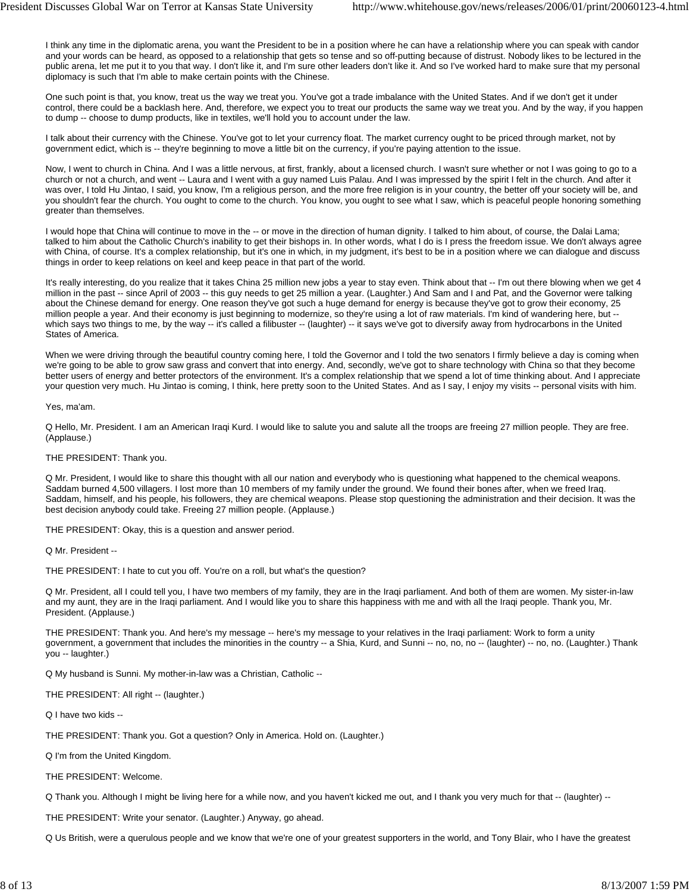I think any time in the diplomatic arena, you want the President to be in a position where he can have a relationship where you can speak with candor and your words can be heard, as opposed to a relationship that gets so tense and so off-putting because of distrust. Nobody likes to be lectured in the public arena, let me put it to you that way. I don't like it, and I'm sure other leaders don't like it. And so I've worked hard to make sure that my personal diplomacy is such that I'm able to make certain points with the Chinese.

One such point is that, you know, treat us the way we treat you. You've got a trade imbalance with the United States. And if we don't get it under control, there could be a backlash here. And, therefore, we expect you to treat our products the same way we treat you. And by the way, if you happen to dump -- choose to dump products, like in textiles, we'll hold you to account under the law.

I talk about their currency with the Chinese. You've got to let your currency float. The market currency ought to be priced through market, not by government edict, which is -- they're beginning to move a little bit on the currency, if you're paying attention to the issue.

Now, I went to church in China. And I was a little nervous, at first, frankly, about a licensed church. I wasn't sure whether or not I was going to go to a church or not a church, and went -- Laura and I went with a guy named Luis Palau. And I was impressed by the spirit I felt in the church. And after it was over, I told Hu Jintao, I said, you know, I'm a religious person, and the more free religion is in your country, the better off your society will be, and you shouldn't fear the church. You ought to come to the church. You know, you ought to see what I saw, which is peaceful people honoring something greater than themselves.

I would hope that China will continue to move in the -- or move in the direction of human dignity. I talked to him about, of course, the Dalai Lama; talked to him about the Catholic Church's inability to get their bishops in. In other words, what I do is I press the freedom issue. We don't always agree with China, of course. It's a complex relationship, but it's one in which, in my judgment, it's best to be in a position where we can dialogue and discuss things in order to keep relations on keel and keep peace in that part of the world.

It's really interesting, do you realize that it takes China 25 million new jobs a year to stay even. Think about that -- I'm out there blowing when we get 4 million in the past -- since April of 2003 -- this guy needs to get 25 million a year. (Laughter.) And Sam and I and Pat, and the Governor were talking about the Chinese demand for energy. One reason they've got such a huge demand for energy is because they've got to grow their economy, 25 million people a year. And their economy is just beginning to modernize, so they're using a lot of raw materials. I'm kind of wandering here, but -- which says two things to me, by the way -- it's called a filibuster -- (laughter) -- it says we've got to diversify away from hydrocarbons in the United States of America.

When we were driving through the beautiful country coming here, I told the Governor and I told the two senators I firmly believe a day is coming when we're going to be able to grow saw grass and convert that into energy. And, secondly, we've got to share technology with China so that they become better users of energy and better protectors of the environment. It's a complex relationship that we spend a lot of time thinking about. And I appreciate your question very much. Hu Jintao is coming, I think, here pretty soon to the United States. And as I say, I enjoy my visits -- personal visits with him.

Yes, ma'am.

Q Hello, Mr. President. I am an American Iraqi Kurd. I would like to salute you and salute all the troops are freeing 27 million people. They are free. (Applause.)

THE PRESIDENT: Thank you.

Q Mr. President, I would like to share this thought with all our nation and everybody who is questioning what happened to the chemical weapons. Saddam burned 4,500 villagers. I lost more than 10 members of my family under the ground. We found their bones after, when we freed Iraq. Saddam, himself, and his people, his followers, they are chemical weapons. Please stop questioning the administration and their decision. It was the best decision anybody could take. Freeing 27 million people. (Applause.)

THE PRESIDENT: Okay, this is a question and answer period.

Q Mr. President --

THE PRESIDENT: I hate to cut you off. You're on a roll, but what's the question?

Q Mr. President, all I could tell you, I have two members of my family, they are in the Iraqi parliament. And both of them are women. My sister-in-law and my aunt, they are in the Iraqi parliament. And I would like you to share this happiness with me and with all the Iraqi people. Thank you, Mr. President. (Applause.)

THE PRESIDENT: Thank you. And here's my message -- here's my message to your relatives in the Iraqi parliament: Work to form a unity government, a government that includes the minorities in the country -- a Shia, Kurd, and Sunni -- no, no, no -- (laughter) -- no, no. (Laughter.) Thank you -- laughter.)

Q My husband is Sunni. My mother-in-law was a Christian, Catholic --

THE PRESIDENT: All right -- (laughter.)

Q I have two kids --

THE PRESIDENT: Thank you. Got a question? Only in America. Hold on. (Laughter.)

Q I'm from the United Kingdom.

THE PRESIDENT: Welcome.

Q Thank you. Although I might be living here for a while now, and you haven't kicked me out, and I thank you very much for that -- (laughter) --

THE PRESIDENT: Write your senator. (Laughter.) Anyway, go ahead.

Q Us British, were a querulous people and we know that we're one of your greatest supporters in the world, and Tony Blair, who I have the greatest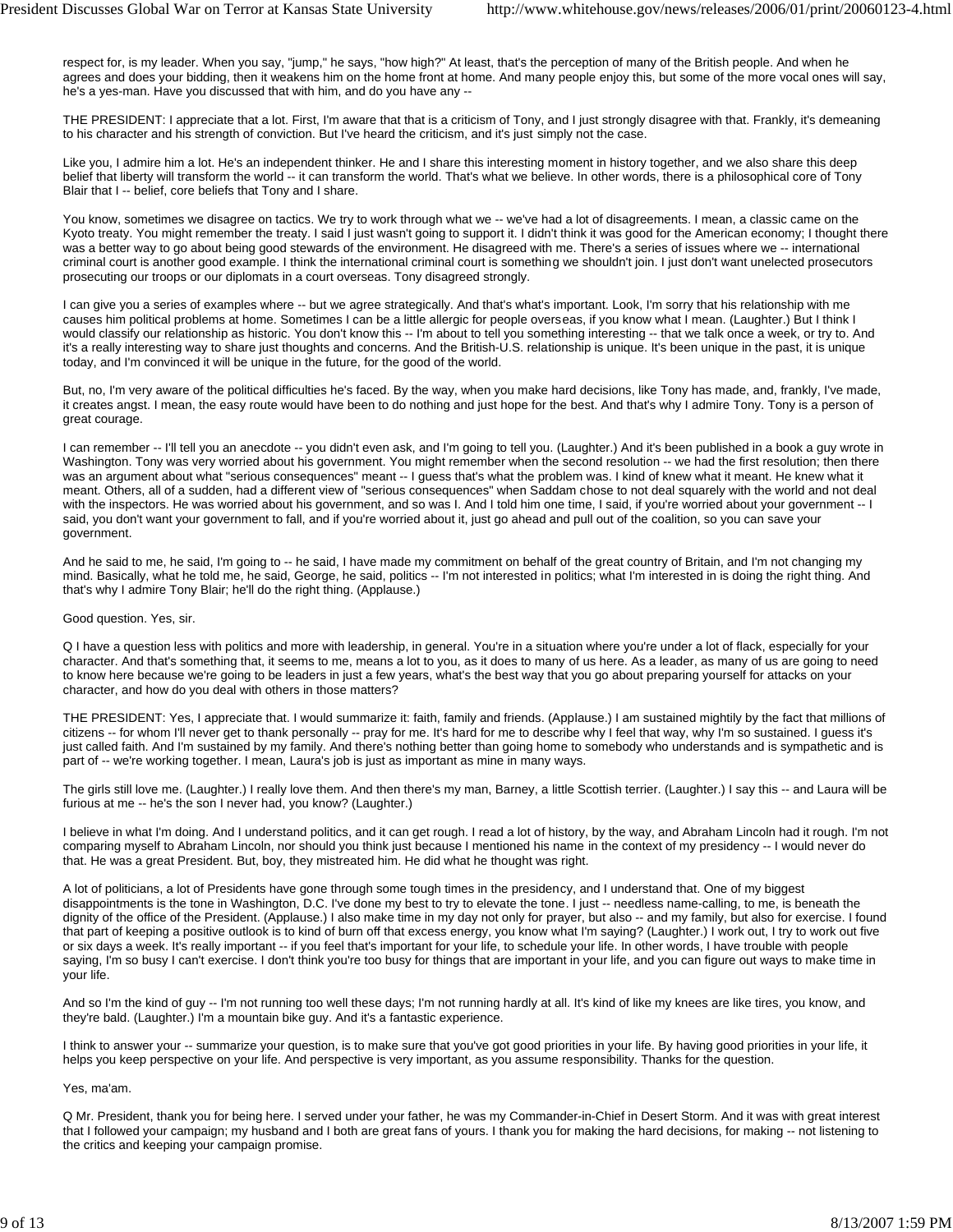respect for, is my leader. When you say, "jump," he says, "how high?" At least, that's the perception of many of the British people. And when he agrees and does your bidding, then it weakens him on the home front at home. And many people enjoy this, but some of the more vocal ones will say, he's a yes-man. Have you discussed that with him, and do you have any --

THE PRESIDENT: I appreciate that a lot. First, I'm aware that that is a criticism of Tony, and I just strongly disagree with that. Frankly, it's demeaning to his character and his strength of conviction. But I've heard the criticism, and it's just simply not the case.

Like you, I admire him a lot. He's an independent thinker. He and I share this interesting moment in history together, and we also share this deep belief that liberty will transform the world -- it can transform the world. That's what we believe. In other words, there is a philosophical core of Tony Blair that I -- belief, core beliefs that Tony and I share.

You know, sometimes we disagree on tactics. We try to work through what we -- we've had a lot of disagreements. I mean, a classic came on the Kyoto treaty. You might remember the treaty. I said I just wasn't going to support it. I didn't think it was good for the American economy; I thought there was a better way to go about being good stewards of the environment. He disagreed with me. There's a series of issues where we -- international criminal court is another good example. I think the international criminal court is something we shouldn't join. I just don't want unelected prosecutors prosecuting our troops or our diplomats in a court overseas. Tony disagreed strongly.

I can give you a series of examples where -- but we agree strategically. And that's what's important. Look, I'm sorry that his relationship with me causes him political problems at home. Sometimes I can be a little allergic for people overseas, if you know what I mean. (Laughter.) But I think I would classify our relationship as historic. You don't know this -- I'm about to tell you something interesting -- that we talk once a week, or try to. And it's a really interesting way to share just thoughts and concerns. And the British-U.S. relationship is unique. It's been unique in the past, it is unique today, and I'm convinced it will be unique in the future, for the good of the world.

But, no, I'm very aware of the political difficulties he's faced. By the way, when you make hard decisions, like Tony has made, and, frankly, I've made, it creates angst. I mean, the easy route would have been to do nothing and just hope for the best. And that's why I admire Tony. Tony is a person of great courage.

I can remember -- I'll tell you an anecdote -- you didn't even ask, and I'm going to tell you. (Laughter.) And it's been published in a book a guy wrote in Washington. Tony was very worried about his government. You might remember when the second resolution -- we had the first resolution; then there was an argument about what "serious consequences" meant -- I guess that's what the problem was. I kind of knew what it meant. He knew what it meant. Others, all of a sudden, had a different view of "serious consequences" when Saddam chose to not deal squarely with the world and not deal with the inspectors. He was worried about his government, and so was I. And I told him one time, I said, if you're worried about your government -- I said, you don't want your government to fall, and if you're worried about it, just go ahead and pull out of the coalition, so you can save your government.

And he said to me, he said, I'm going to -- he said, I have made my commitment on behalf of the great country of Britain, and I'm not changing my mind. Basically, what he told me, he said, George, he said, politics -- I'm not interested in politics; what I'm interested in is doing the right thing. And that's why I admire Tony Blair; he'll do the right thing. (Applause.)

Good question. Yes, sir.

Q I have a question less with politics and more with leadership, in general. You're in a situation where you're under a lot of flack, especially for your character. And that's something that, it seems to me, means a lot to you, as it does to many of us here. As a leader, as many of us are going to need to know here because we're going to be leaders in just a few years, what's the best way that you go about preparing yourself for attacks on your character, and how do you deal with others in those matters?

THE PRESIDENT: Yes, I appreciate that. I would summarize it: faith, family and friends. (Applause.) I am sustained mightily by the fact that millions of citizens -- for whom I'll never get to thank personally -- pray for me. It's hard for me to describe why I feel that way, why I'm so sustained. I guess it's just called faith. And I'm sustained by my family. And there's nothing better than going home to somebody who understands and is sympathetic and is part of -- we're working together. I mean, Laura's job is just as important as mine in many ways.

The girls still love me. (Laughter.) I really love them. And then there's my man, Barney, a little Scottish terrier. (Laughter.) I say this -- and Laura will be furious at me -- he's the son I never had, you know? (Laughter.)

I believe in what I'm doing. And I understand politics, and it can get rough. I read a lot of history, by the way, and Abraham Lincoln had it rough. I'm not comparing myself to Abraham Lincoln, nor should you think just because I mentioned his name in the context of my presidency -- I would never do that. He was a great President. But, boy, they mistreated him. He did what he thought was right.

A lot of politicians, a lot of Presidents have gone through some tough times in the presidency, and I understand that. One of my biggest disappointments is the tone in Washington, D.C. I've done my best to try to elevate the tone. I just -- needless name-calling, to me, is beneath the dignity of the office of the President. (Applause.) I also make time in my day not only for prayer, but also -- and my family, but also for exercise. I found that part of keeping a positive outlook is to kind of burn off that excess energy, you know what I'm saying? (Laughter.) I work out, I try to work out five or six days a week. It's really important -- if you feel that's important for your life, to schedule your life. In other words, I have trouble with people saying, I'm so busy I can't exercise. I don't think you're too busy for things that are important in your life, and you can figure out ways to make time in your life.

And so I'm the kind of guy -- I'm not running too well these days; I'm not running hardly at all. It's kind of like my knees are like tires, you know, and they're bald. (Laughter.) I'm a mountain bike guy. And it's a fantastic experience.

I think to answer your -- summarize your question, is to make sure that you've got good priorities in your life. By having good priorities in your life, it helps you keep perspective on your life. And perspective is very important, as you assume responsibility. Thanks for the question.

Yes, ma'am.

Q Mr. President, thank you for being here. I served under your father, he was my Commander-in-Chief in Desert Storm. And it was with great interest that I followed your campaign; my husband and I both are great fans of yours. I thank you for making the hard decisions, for making -- not listening to the critics and keeping your campaign promise.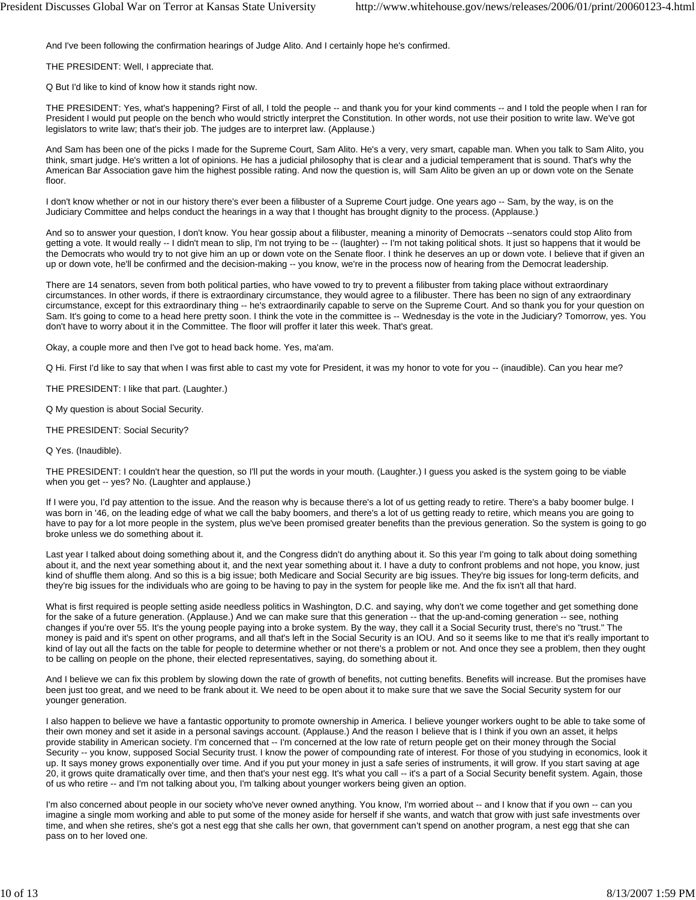And I've been following the confirmation hearings of Judge Alito. And I certainly hope he's confirmed.

THE PRESIDENT: Well, I appreciate that.

Q But I'd like to kind of know how it stands right now.

THE PRESIDENT: Yes, what's happening? First of all, I told the people -- and thank you for your kind comments -- and I told the people when I ran for President I would put people on the bench who would strictly interpret the Constitution. In other words, not use their position to write law. We've got legislators to write law; that's their job. The judges are to interpret law. (Applause.)

And Sam has been one of the picks I made for the Supreme Court, Sam Alito. He's a very, very smart, capable man. When you talk to Sam Alito, you think, smart judge. He's written a lot of opinions. He has a judicial philosophy that is clear and a judicial temperament that is sound. That's why the American Bar Association gave him the highest possible rating. And now the question is, will Sam Alito be given an up or down vote on the Senate floor.

I don't know whether or not in our history there's ever been a filibuster of a Supreme Court judge. One years ago -- Sam, by the way, is on the Judiciary Committee and helps conduct the hearings in a way that I thought has brought dignity to the process. (Applause.)

And so to answer your question, I don't know. You hear gossip about a filibuster, meaning a minority of Democrats --senators could stop Alito from getting a vote. It would really -- I didn't mean to slip, I'm not trying to be -- (laughter) -- I'm not taking political shots. It just so happens that it would be the Democrats who would try to not give him an up or down vote on the Senate floor. I think he deserves an up or down vote. I believe that if given an up or down vote, he'll be confirmed and the decision-making -- you know, we're in the process now of hearing from the Democrat leadership.

There are 14 senators, seven from both political parties, who have vowed to try to prevent a filibuster from taking place without extraordinary circumstances. In other words, if there is extraordinary circumstance, they would agree to a filibuster. There has been no sign of any extraordinary circumstance, except for this extraordinary thing -- he's extraordinarily capable to serve on the Supreme Court. And so thank you for your question on Sam. It's going to come to a head here pretty soon. I think the vote in the committee is -- Wednesday is the vote in the Judiciary? Tomorrow, yes. You don't have to worry about it in the Committee. The floor will proffer it later this week. That's great.

Okay, a couple more and then I've got to head back home. Yes, ma'am.

Q Hi. First I'd like to say that when I was first able to cast my vote for President, it was my honor to vote for you -- (inaudible). Can you hear me?

THE PRESIDENT: I like that part. (Laughter.)

Q My question is about Social Security.

THE PRESIDENT: Social Security?

Q Yes. (Inaudible).

THE PRESIDENT: I couldn't hear the question, so I'll put the words in your mouth. (Laughter.) I guess you asked is the system going to be viable when you get -- yes? No. (Laughter and applause.)

If I were you, I'd pay attention to the issue. And the reason why is because there's a lot of us getting ready to retire. There's a baby boomer bulge. I was born in '46, on the leading edge of what we call the baby boomers, and there's a lot of us getting ready to retire, which means you are going to have to pay for a lot more people in the system, plus we've been promised greater benefits than the previous generation. So the system is going to go broke unless we do something about it.

Last year I talked about doing something about it, and the Congress didn't do anything about it. So this year I'm going to talk about doing something about it, and the next year something about it, and the next year something about it. I have a duty to confront problems and not hope, you know, just kind of shuffle them along. And so this is a big issue; both Medicare and Social Security are big issues. They're big issues for long-term deficits, and they're big issues for the individuals who are going to be having to pay in the system for people like me. And the fix isn't all that hard.

What is first required is people setting aside needless politics in Washington, D.C. and saying, why don't we come together and get something done for the sake of a future generation. (Applause.) And we can make sure that this generation -- that the up-and-coming generation -- see, nothing changes if you're over 55. It's the young people paying into a broke system. By the way, they call it a Social Security trust, there's no "trust." The money is paid and it's spent on other programs, and all that's left in the Social Security is an IOU. And so it seems like to me that it's really important to kind of lay out all the facts on the table for people to determine whether or not there's a problem or not. And once they see a problem, then they ought to be calling on people on the phone, their elected representatives, saying, do something about it.

And I believe we can fix this problem by slowing down the rate of growth of benefits, not cutting benefits. Benefits will increase. But the promises have been just too great, and we need to be frank about it. We need to be open about it to make sure that we save the Social Security system for our younger generation.

I also happen to believe we have a fantastic opportunity to promote ownership in America. I believe younger workers ought to be able to take some of their own money and set it aside in a personal savings account. (Applause.) And the reason I believe that is I think if you own an asset, it helps provide stability in American society. I'm concerned that -- I'm concerned at the low rate of return people get on their money through the Social Security -- you know, supposed Social Security trust. I know the power of compounding rate of interest. For those of you studying in economics, look it up. It says money grows exponentially over time. And if you put your money in just a safe series of instruments, it will grow. If you start saving at age 20, it grows quite dramatically over time, and then that's your nest egg. It's what you call -- it's a part of a Social Security benefit system. Again, those of us who retire -- and I'm not talking about you, I'm talking about younger workers being given an option.

I'm also concerned about people in our society who've never owned anything. You know, I'm worried about -- and I know that if you own -- can you imagine a single mom working and able to put some of the money aside for herself if she wants, and watch that grow with just safe investments over time, and when she retires, she's got a nest egg that she calls her own, that government can't spend on another program, a nest egg that she can pass on to her loved one.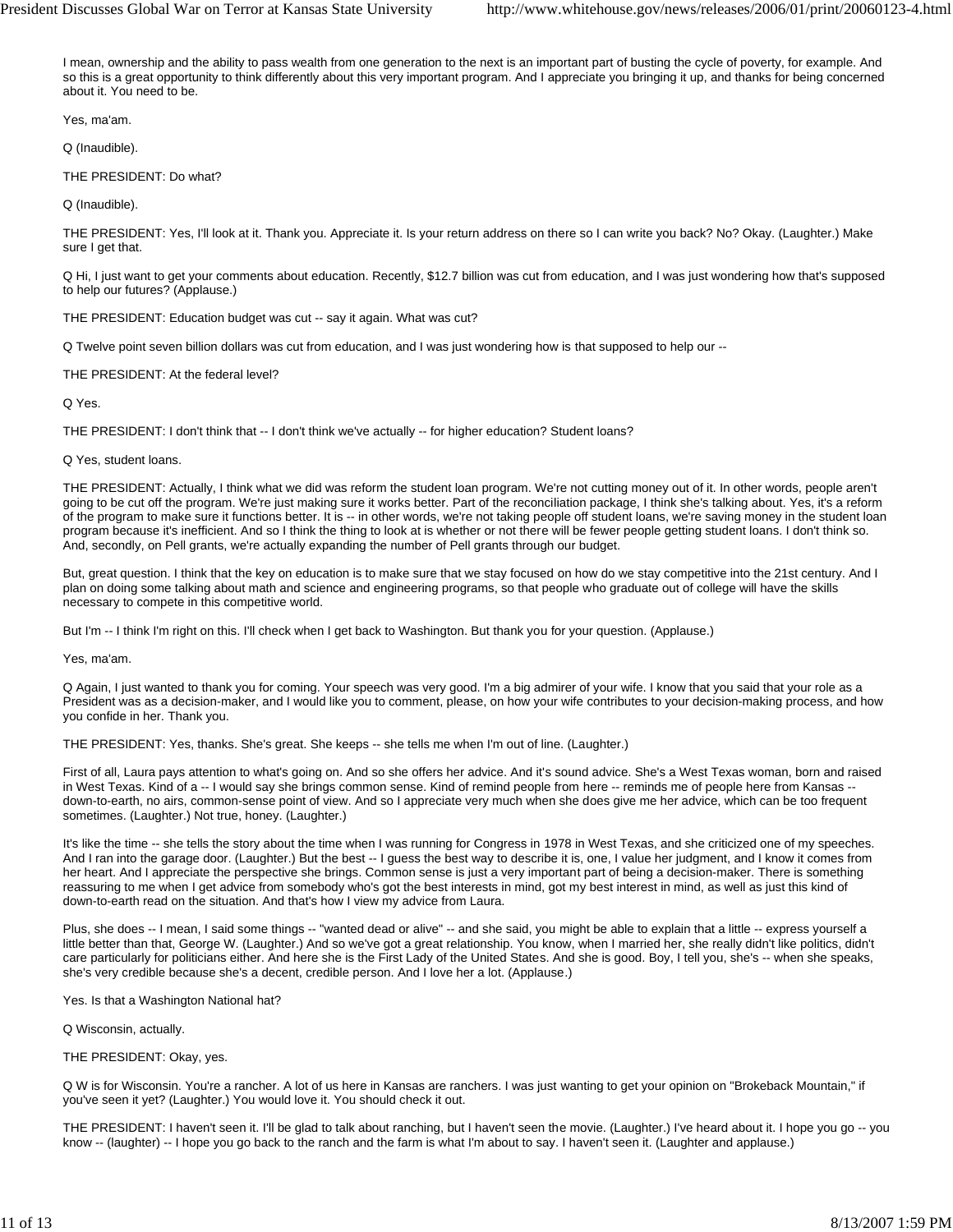I mean, ownership and the ability to pass wealth from one generation to the next is an important part of busting the cycle of poverty, for example. And so this is a great opportunity to think differently about this very important program. And I appreciate you bringing it up, and thanks for being concerned about it. You need to be.

Yes, ma'am.

Q (Inaudible).

THE PRESIDENT: Do what?

Q (Inaudible).

THE PRESIDENT: Yes, I'll look at it. Thank you. Appreciate it. Is your return address on there so I can write you back? No? Okay. (Laughter.) Make sure I get that.

Q Hi, I just want to get your comments about education. Recently, $12.7 billion was cut from education, and I was just wondering how that's supposed to help our futures? (Applause.)

THE PRESIDENT: Education budget was cut -- say it again. What was cut?

Q Twelve point seven billion dollars was cut from education, and I was just wondering how is that supposed to help our --

THE PRESIDENT: At the federal level?

Q Yes.

THE PRESIDENT: I don't think that -- I don't think we've actually -- for higher education? Student loans?

Q Yes, student loans.

THE PRESIDENT: Actually, I think what we did was reform the student loan program. We're not cutting money out of it. In other words, people aren't going to be cut off the program. We're just making sure it works better. Part of the reconciliation package, I think she's talking about. Yes, it's a reform of the program to make sure it functions better. It is -- in other words, we're not taking people off student loans, we're saving money in the student loan program because it's inefficient. And so I think the thing to look at is whether or not there will be fewer people getting student loans. I don't think so. And, secondly, on Pell grants, we're actually expanding the number of Pell grants through our budget.

But, great question. I think that the key on education is to make sure that we stay focused on how do we stay competitive into the 21st century. And I plan on doing some talking about math and science and engineering programs, so that people who graduate out of college will have the skills necessary to compete in this competitive world.

But I'm -- I think I'm right on this. I'll check when I get back to Washington. But thank you for your question. (Applause.)

Yes, ma'am.

Q Again, I just wanted to thank you for coming. Your speech was very good. I'm a big admirer of your wife. I know that you said that your role as a President was as a decision-maker, and I would like you to comment, please, on how your wife contributes to your decision-making process, and how you confide in her. Thank you.

THE PRESIDENT: Yes, thanks. She's great. She keeps -- she tells me when I'm out of line. (Laughter.)

First of all, Laura pays attention to what's going on. And so she offers her advice. And it's sound advice. She's a West Texas woman, born and raised in West Texas. Kind of a -- I would say she brings common sense. Kind of remind people from here -- reminds me of people here from Kansas -- down-to-earth, no airs, common-sense point of view. And so I appreciate very much when she does give me her advice, which can be too frequent sometimes. (Laughter.) Not true, honey. (Laughter.)

It's like the time -- she tells the story about the time when I was running for Congress in 1978 in West Texas, and she criticized one of my speeches. And I ran into the garage door. (Laughter.) But the best -- I guess the best way to describe it is, one, I value her judgment, and I know it comes from her heart. And I appreciate the perspective she brings. Common sense is just a very important part of being a decision-maker. There is something reassuring to me when I get advice from somebody who's got the best interests in mind, got my best interest in mind, as well as just this kind of down-to-earth read on the situation. And that's how I view my advice from Laura.

Plus, she does -- I mean, I said some things -- "wanted dead or alive" -- and she said, you might be able to explain that a little -- express yourself a little better than that, George W. (Laughter.) And so we've got a great relationship. You know, when I married her, she really didn't like politics, didn't care particularly for politicians either. And here she is the First Lady of the United States. And she is good. Boy, I tell you, she's -- when she speaks, she's very credible because she's a decent, credible person. And I love her a lot. (Applause.)

Yes. Is that a Washington National hat?

Q Wisconsin, actually.

THE PRESIDENT: Okay, yes.

Q W is for Wisconsin. You're a rancher. A lot of us here in Kansas are ranchers. I was just wanting to get your opinion on "Brokeback Mountain," if you've seen it yet? (Laughter.) You would love it. You should check it out.

THE PRESIDENT: I haven't seen it. I'll be glad to talk about ranching, but I haven't seen the movie. (Laughter.) I've heard about it. I hope you go -- you know -- (laughter) -- I hope you go back to the ranch and the farm is what I'm about to say. I haven't seen it. (Laughter and applause.)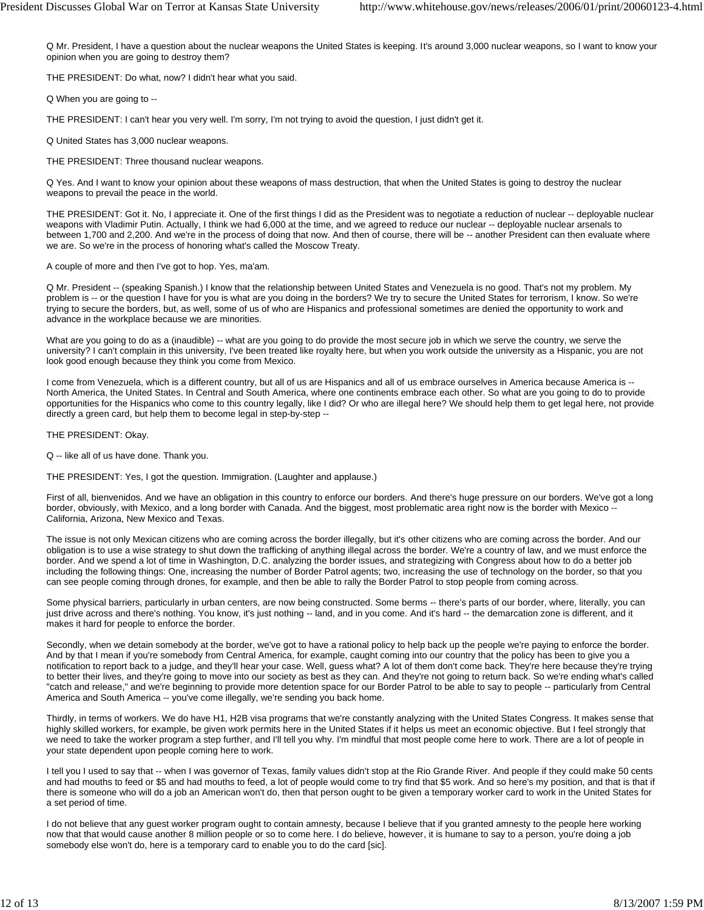Q Mr. President, I have a question about the nuclear weapons the United States is keeping. It's around 3,000 nuclear weapons, so I want to know your opinion when you are going to destroy them?

THE PRESIDENT: Do what, now? I didn't hear what you said.

Q When you are going to --

THE PRESIDENT: I can't hear you very well. I'm sorry, I'm not trying to avoid the question, I just didn't get it.

Q United States has 3,000 nuclear weapons.

THE PRESIDENT: Three thousand nuclear weapons.

Q Yes. And I want to know your opinion about these weapons of mass destruction, that when the United States is going to destroy the nuclear weapons to prevail the peace in the world.

THE PRESIDENT: Got it. No, I appreciate it. One of the first things I did as the President was to negotiate a reduction of nuclear -- deployable nuclear weapons with Vladimir Putin. Actually, I think we had 6,000 at the time, and we agreed to reduce our nuclear -- deployable nuclear arsenals to between 1,700 and 2,200. And we're in the process of doing that now. And then of course, there will be -- another President can then evaluate where we are. So we're in the process of honoring what's called the Moscow Treaty.

A couple of more and then I've got to hop. Yes, ma'am.

Q Mr. President -- (speaking Spanish.) I know that the relationship between United States and Venezuela is no good. That's not my problem. My problem is -- or the question I have for you is what are you doing in the borders? We try to secure the United States for terrorism, I know. So we're trying to secure the borders, but, as well, some of us of who are Hispanics and professional sometimes are denied the opportunity to work and advance in the workplace because we are minorities.

What are you going to do as a (inaudible) -- what are you going to do provide the most secure job in which we serve the country, we serve the university? I can't complain in this university, I've been treated like royalty here, but when you work outside the university as a Hispanic, you are not look good enough because they think you come from Mexico.

I come from Venezuela, which is a different country, but all of us are Hispanics and all of us embrace ourselves in America because America is -- North America, the United States. In Central and South America, where one continents embrace each other. So what are you going to do to provide opportunities for the Hispanics who come to this country legally, like I did? Or who are illegal here? We should help them to get legal here, not provide directly a green card, but help them to become legal in step-by-step --

THE PRESIDENT: Okay.

Q -- like all of us have done. Thank you.

THE PRESIDENT: Yes, I got the question. Immigration. (Laughter and applause.)

First of all, bienvenidos. And we have an obligation in this country to enforce our borders. And there's huge pressure on our borders. We've got a long border, obviously, with Mexico, and a long border with Canada. And the biggest, most problematic area right now is the border with Mexico -- California, Arizona, New Mexico and Texas.

The issue is not only Mexican citizens who are coming across the border illegally, but it's other citizens who are coming across the border. And our obligation is to use a wise strategy to shut down the trafficking of anything illegal across the border. We're a country of law, and we must enforce the border. And we spend a lot of time in Washington, D.C. analyzing the border issues, and strategizing with Congress about how to do a better job including the following things: One, increasing the number of Border Patrol agents; two, increasing the use of technology on the border, so that you can see people coming through drones, for example, and then be able to rally the Border Patrol to stop people from coming across.

Some physical barriers, particularly in urban centers, are now being constructed. Some berms -- there's parts of our border, where, literally, you can just drive across and there's nothing. You know, it's just nothing -- land, and in you come. And it's hard -- the demarcation zone is different, and it makes it hard for people to enforce the border.

Secondly, when we detain somebody at the border, we've got to have a rational policy to help back up the people we're paying to enforce the border. And by that I mean if you're somebody from Central America, for example, caught coming into our country that the policy has been to give you a notification to report back to a judge, and they'll hear your case. Well, guess what? A lot of them don't come back. They're here because they're trying to better their lives, and they're going to move into our society as best as they can. And they're not going to return back. So we're ending what's called "catch and release," and we're beginning to provide more detention space for our Border Patrol to be able to say to people -- particularly from Central America and South America -- you've come illegally, we're sending you back home.

Thirdly, in terms of workers. We do have H1, H2B visa programs that we're constantly analyzing with the United States Congress. It makes sense that highly skilled workers, for example, be given work permits here in the United States if it helps us meet an economic objective. But I feel strongly that we need to take the worker program a step further, and I'll tell you why. I'm mindful that most people come here to work. There are a lot of people in your state dependent upon people coming here to work.

I tell you I used to say that -- when I was governor of Texas, family values didn't stop at the Rio Grande River. And people if they could make 50 cents and had mouths to feed or $5 and had mouths to feed, a lot of people would come to try find that $5 work. And so here's my position, and that is that if there is someone who will do a job an American won't do, then that person ought to be given a temporary worker card to work in the United States for a set period of time.

I do not believe that any guest worker program ought to contain amnesty, because I believe that if you granted amnesty to the people here working now that that would cause another 8 million people or so to come here. I do believe, however, it is humane to say to a person, you're doing a job somebody else won't do, here is a temporary card to enable you to do the card [sic].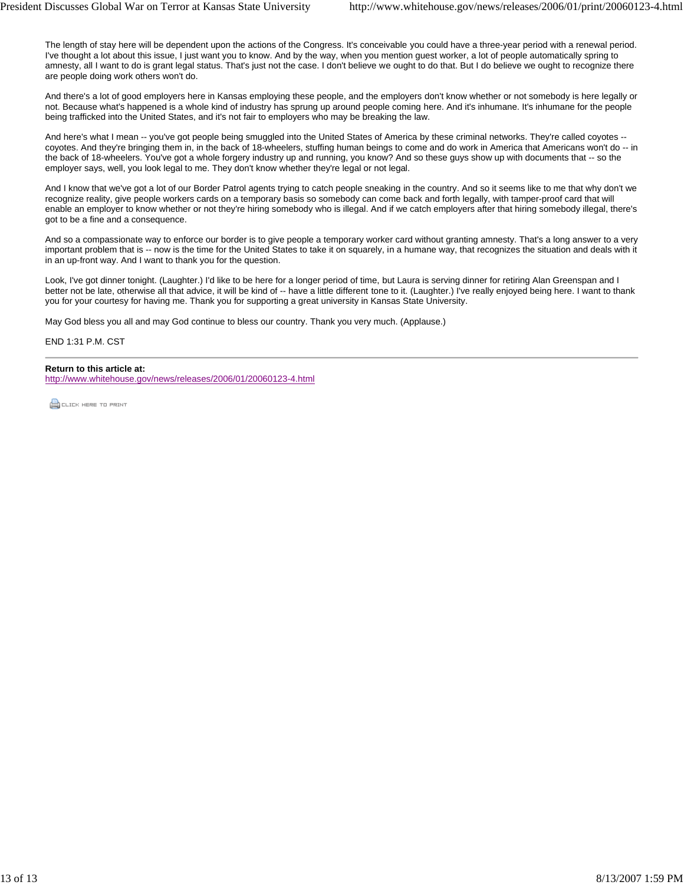The length of stay here will be dependent upon the actions of the Congress. It's conceivable you could have a three-year period with a renewal period. I've thought a lot about this issue, I just want you to know. And by the way, when you mention guest worker, a lot of people automatically spring to amnesty, all I want to do is grant legal status. That's just not the case. I don't believe we ought to do that. But I do believe we ought to recognize there are people doing work others won't do.

And there's a lot of good employers here in Kansas employing these people, and the employers don't know whether or not somebody is here legally or not. Because what's happened is a whole kind of industry has sprung up around people coming here. And it's inhumane. It's inhumane for the people being trafficked into the United States, and it's not fair to employers who may be breaking the law.

And here's what I mean -- you've got people being smuggled into the United States of America by these criminal networks. They're called coyotes -- coyotes. And they're bringing them in, in the back of 18-wheelers, stuffing human beings to come and do work in America that Americans won't do -- in the back of 18-wheelers. You've got a whole forgery industry up and running, you know? And so these guys show up with documents that -- so the employer says, well, you look legal to me. They don't know whether they're legal or not legal.

And I know that we've got a lot of our Border Patrol agents trying to catch people sneaking in the country. And so it seems like to me that why don't we recognize reality, give people workers cards on a temporary basis so somebody can come back and forth legally, with tamper-proof card that will enable an employer to know whether or not they're hiring somebody who is illegal. And if we catch employers after that hiring somebody illegal, there's got to be a fine and a consequence.

And so a compassionate way to enforce our border is to give people a temporary worker card without granting amnesty. That's a long answer to a very important problem that is -- now is the time for the United States to take it on squarely, in a humane way, that recognizes the situation and deals with it in an up-front way. And I want to thank you for the question.

Look, I've got dinner tonight. (Laughter.) I'd like to be here for a longer period of time, but Laura is serving dinner for retiring Alan Greenspan and I better not be late, otherwise all that advice, it will be kind of -- have a little different tone to it. (Laughter.) I've really enjoyed being here. I want to thank you for your courtesy for having me. Thank you for supporting a great university in Kansas State University.

May God bless you all and may God continue to bless our country. Thank you very much. (Applause.)

END 1:31 P.M. CST

---

**Return to this article at:**
http://www.whitehouse.gov/news/releases/2006/01/20060123-4.html

CLICK HERE TO PRINT